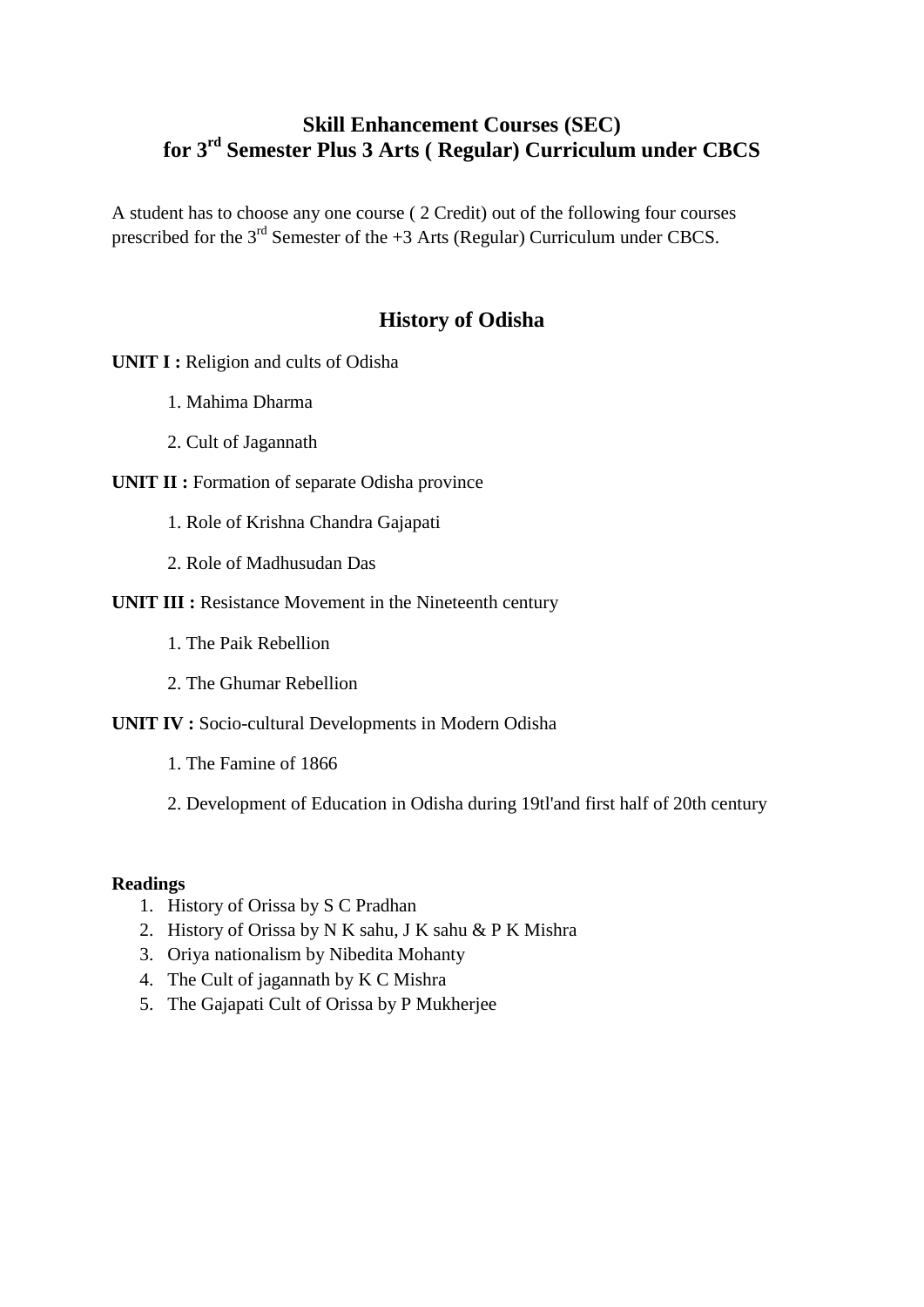# Skill Enhancement Courses (SEC)
# for 3rd Semester Plus 3 Arts ( Regular) Curriculum under CBCS

A student has to choose any one course ( 2 Credit) out of the following four courses prescribed for the 3rd Semester of the +3 Arts (Regular) Curriculum under CBCS.

## History of Odisha

**UNIT I :** Religion and cults of Odisha

1. Mahima Dharma
2. Cult of Jagannath

**UNIT II :** Formation of separate Odisha province

1. Role of Krishna Chandra Gajapati
2. Role of Madhusudan Das

**UNIT III :** Resistance Movement in the Nineteenth century

1. The Paik Rebellion
2. The Ghumar Rebellion

**UNIT IV :** Socio-cultural Developments in Modern Odisha

1. The Famine of 1866
2. Development of Education in Odisha during 19tl'and first half of 20th century

**Readings**

1. History of Orissa by S C Pradhan
2. History of Orissa by N K sahu, J K sahu & P K Mishra
3. Oriya nationalism by Nibedita Mohanty
4. The Cult of jagannath by K C Mishra
5. The Gajapati Cult of Orissa by P Mukherjee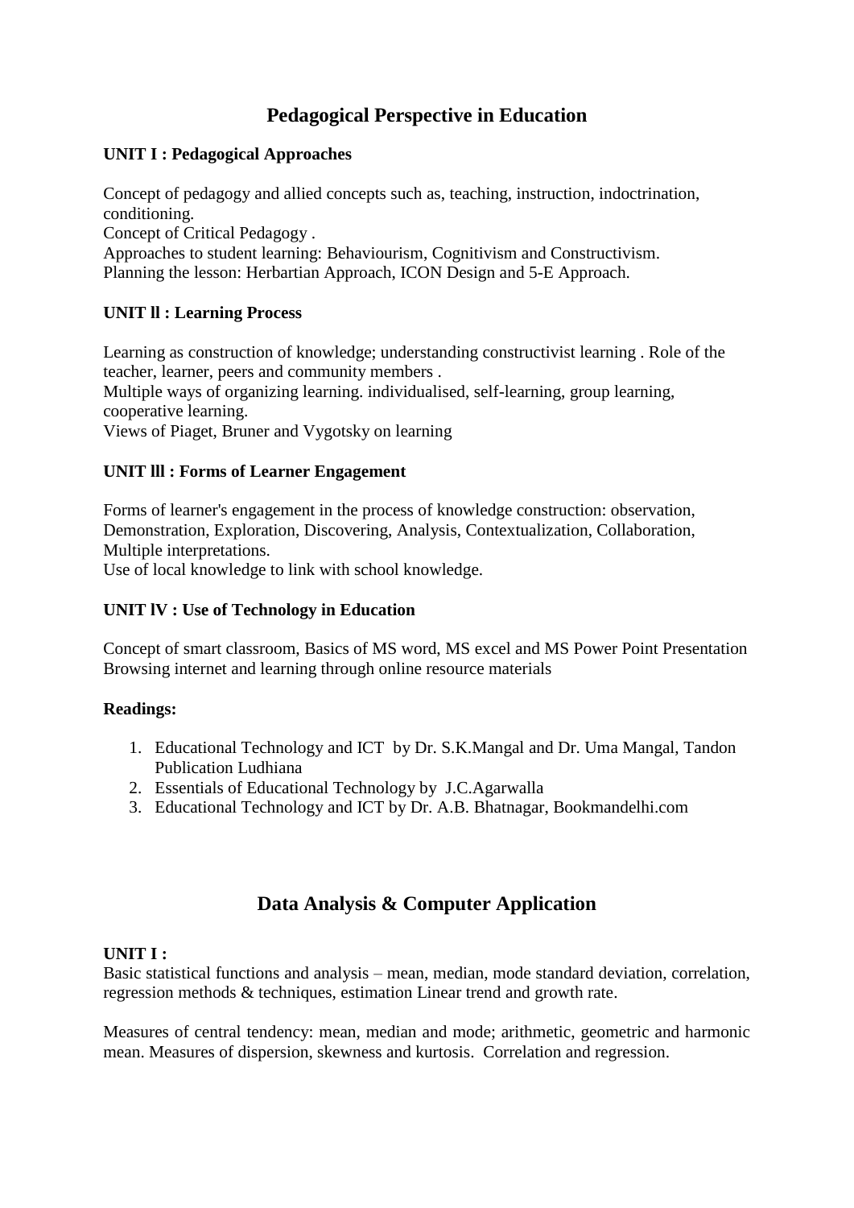## Pedagogical Perspective in Education

**UNIT I : Pedagogical Approaches**

Concept of pedagogy and allied concepts such as, teaching, instruction, indoctrination, conditioning.
Concept of Critical Pedagogy .
Approaches to student learning: Behaviourism, Cognitivism and Constructivism.
Planning the lesson: Herbartian Approach, ICON Design and 5-E Approach.

**UNIT ll : Learning Process**

Learning as construction of knowledge; understanding constructivist learning . Role of the teacher, learner, peers and community members .
Multiple ways of organizing learning. individualised, self-learning, group learning, cooperative learning.
Views of Piaget, Bruner and Vygotsky on learning

**UNIT lll : Forms of Learner Engagement**

Forms of learner's engagement in the process of knowledge construction: observation, Demonstration, Exploration, Discovering, Analysis, Contextualization, Collaboration, Multiple interpretations.
Use of local knowledge to link with school knowledge.

**UNIT lV : Use of Technology in Education**

Concept of smart classroom, Basics of MS word, MS excel and MS Power Point Presentation
Browsing internet and learning through online resource materials

**Readings:**

1. Educational Technology and ICT by Dr. S.K.Mangal and Dr. Uma Mangal, Tandon Publication Ludhiana
2. Essentials of Educational Technology by J.C.Agarwalla
3. Educational Technology and ICT by Dr. A.B. Bhatnagar, Bookmandelhi.com

## Data Analysis & Computer Application

**UNIT I :**
Basic statistical functions and analysis – mean, median, mode standard deviation, correlation, regression methods & techniques, estimation Linear trend and growth rate.

Measures of central tendency: mean, median and mode; arithmetic, geometric and harmonic mean. Measures of dispersion, skewness and kurtosis. Correlation and regression.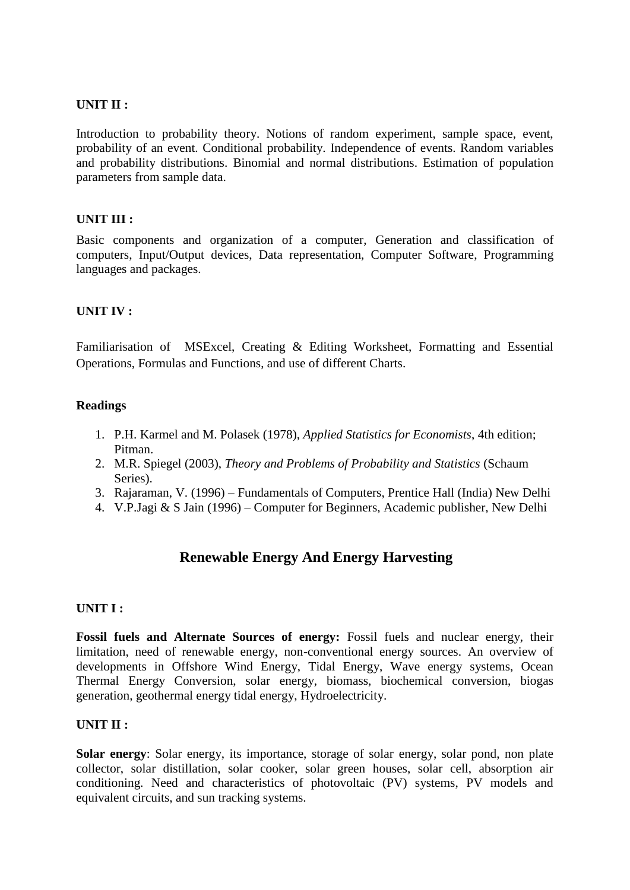**UNIT II :**

Introduction to probability theory. Notions of random experiment, sample space, event, probability of an event. Conditional probability. Independence of events. Random variables and probability distributions. Binomial and normal distributions. Estimation of population parameters from sample data.

**UNIT III :**

Basic components and organization of a computer, Generation and classification of computers, Input/Output devices, Data representation, Computer Software, Programming languages and packages.

**UNIT IV :**

Familiarisation of MSExcel, Creating & Editing Worksheet, Formatting and Essential Operations, Formulas and Functions, and use of different Charts.

**Readings**

1. P.H. Karmel and M. Polasek (1978), *Applied Statistics for Economists*, 4th edition; Pitman.
2. M.R. Spiegel (2003), *Theory and Problems of Probability and Statistics* (Schaum Series).
3. Rajaraman, V. (1996) – Fundamentals of Computers, Prentice Hall (India) New Delhi
4. V.P.Jagi & S Jain (1996) – Computer for Beginners, Academic publisher, New Delhi

## Renewable Energy And Energy Harvesting

**UNIT I :**

**Fossil fuels and Alternate Sources of energy:** Fossil fuels and nuclear energy, their limitation, need of renewable energy, non-conventional energy sources. An overview of developments in Offshore Wind Energy, Tidal Energy, Wave energy systems, Ocean Thermal Energy Conversion, solar energy, biomass, biochemical conversion, biogas generation, geothermal energy tidal energy, Hydroelectricity.

**UNIT II :**

**Solar energy**: Solar energy, its importance, storage of solar energy, solar pond, non plate collector, solar distillation, solar cooker, solar green houses, solar cell, absorption air conditioning. Need and characteristics of photovoltaic (PV) systems, PV models and equivalent circuits, and sun tracking systems.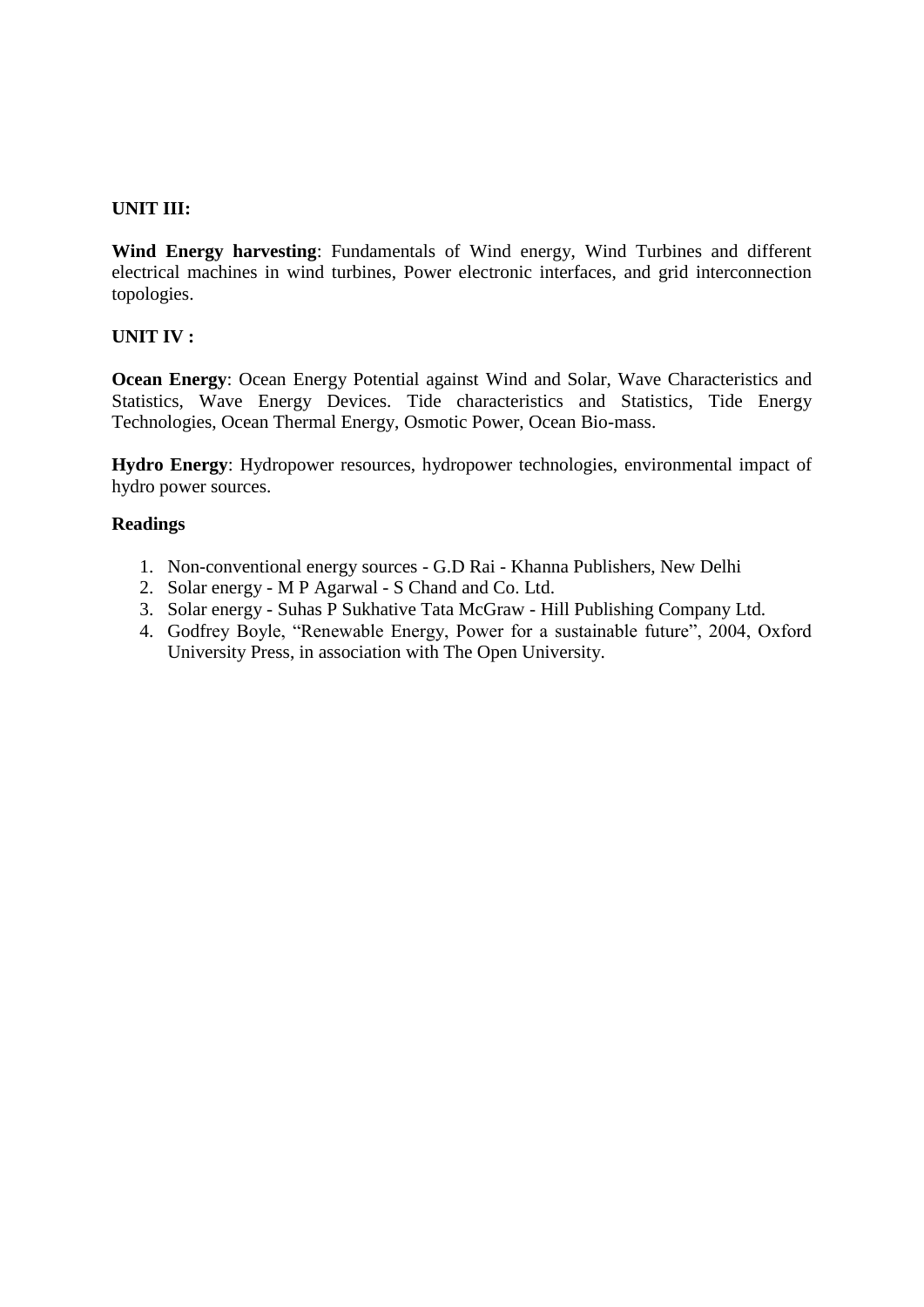**UNIT III:**

**Wind Energy harvesting**: Fundamentals of Wind energy, Wind Turbines and different electrical machines in wind turbines, Power electronic interfaces, and grid interconnection topologies.

**UNIT IV :**

**Ocean Energy**: Ocean Energy Potential against Wind and Solar, Wave Characteristics and Statistics, Wave Energy Devices. Tide characteristics and Statistics, Tide Energy Technologies, Ocean Thermal Energy, Osmotic Power, Ocean Bio-mass.

**Hydro Energy**: Hydropower resources, hydropower technologies, environmental impact of hydro power sources.

**Readings**

1. Non-conventional energy sources - G.D Rai - Khanna Publishers, New Delhi
2. Solar energy - M P Agarwal - S Chand and Co. Ltd.
3. Solar energy - Suhas P Sukhative Tata McGraw - Hill Publishing Company Ltd.
4. Godfrey Boyle, "Renewable Energy, Power for a sustainable future", 2004, Oxford University Press, in association with The Open University.